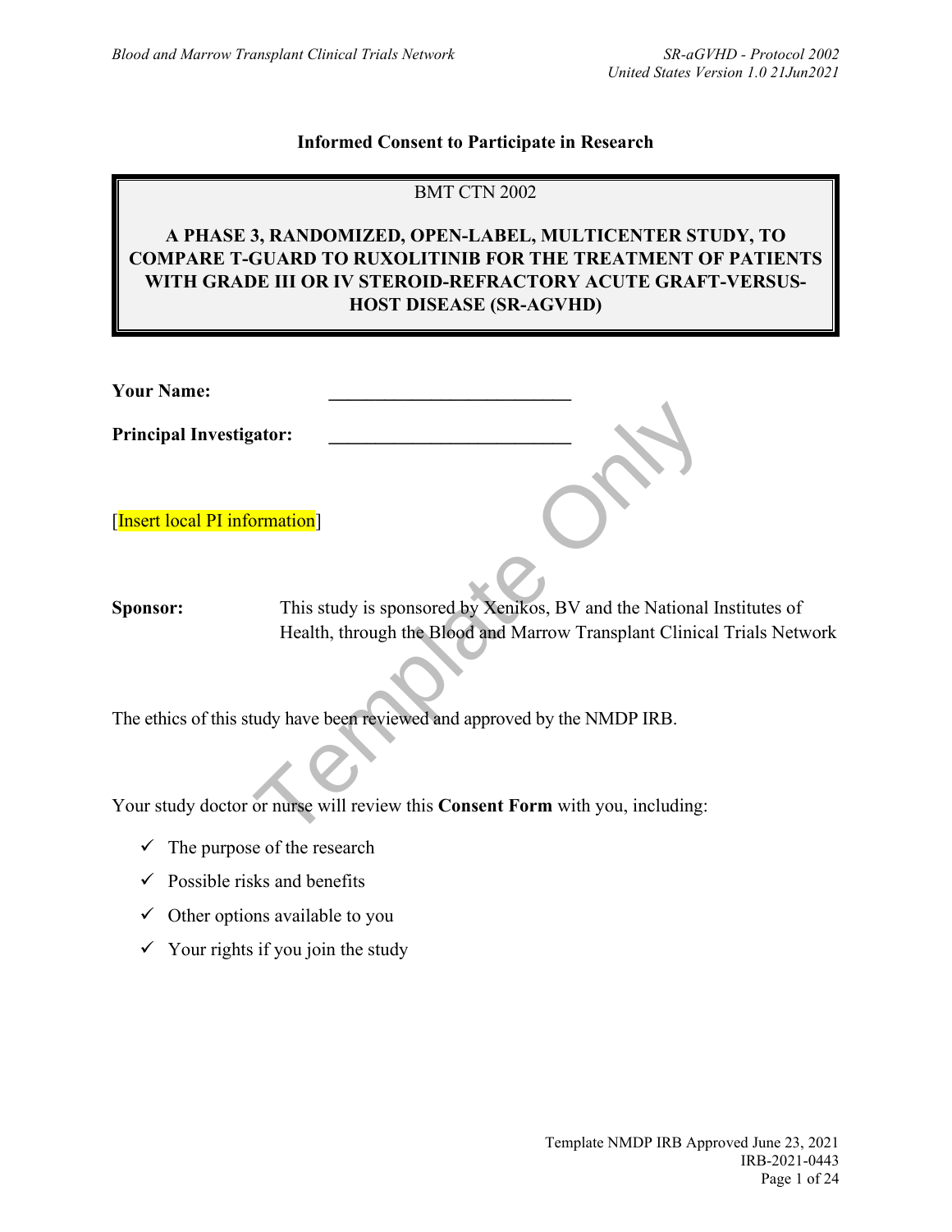# Informed Consent to Participate in Research

BMT CTN 2002

**A PHASE 3, RANDOMIZED, OPEN-LABEL, MULTICENTER STUDY, TO COMPARE T-GUARD TO RUXOLITINIB FOR THE TREATMENT OF PATIENTS WITH GRADE III OR IV STEROID-REFRACTORY ACUTE GRAFT-VERSUS-HOST DISEASE (SR-AGVHD)**

**Your Name:** ___________________________

**Principal Investigator:** ___________________________

[Insert local PI information]

**Sponsor:** This study is sponsored by Xenikos, BV and the National Institutes of Health, through the Blood and Marrow Transplant Clinical Trials Network

The ethics of this study have been reviewed and approved by the NMDP IRB.

Your study doctor or nurse will review this **Consent Form** with you, including:

- ✓ The purpose of the research
- ✓ Possible risks and benefits
- ✓ Other options available to you
- ✓ Your rights if you join the study

Template NMDP IRB Approved June 23, 2021
IRB-2021-0443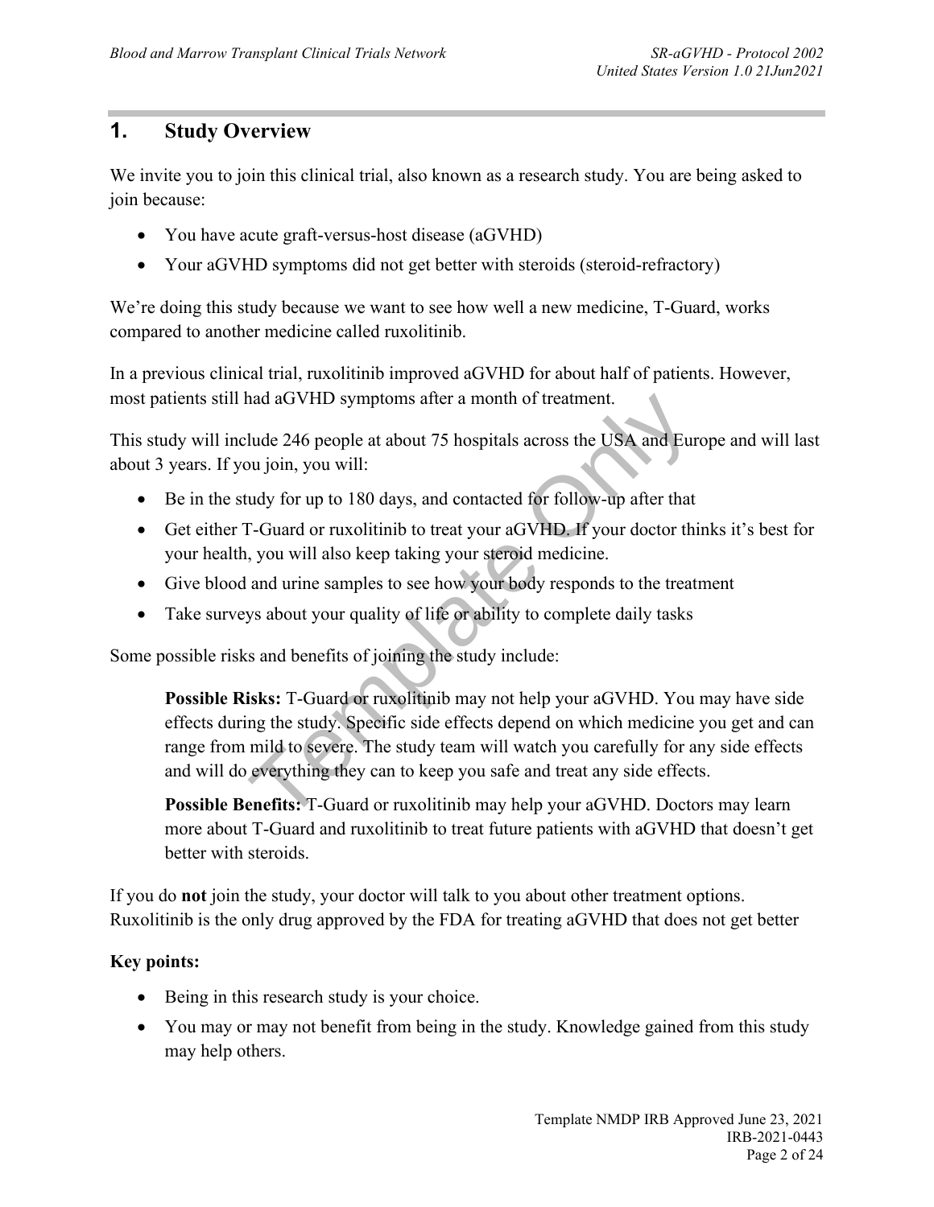## 1. Study Overview

We invite you to join this clinical trial, also known as a research study. You are being asked to join because:

- You have acute graft-versus-host disease (aGVHD)
- Your aGVHD symptoms did not get better with steroids (steroid-refractory)

We're doing this study because we want to see how well a new medicine, T-Guard, works compared to another medicine called ruxolitinib.

In a previous clinical trial, ruxolitinib improved aGVHD for about half of patients. However, most patients still had aGVHD symptoms after a month of treatment.

This study will include 246 people at about 75 hospitals across the USA and Europe and will last about 3 years. If you join, you will:

- Be in the study for up to 180 days, and contacted for follow-up after that
- Get either T-Guard or ruxolitinib to treat your aGVHD. If your doctor thinks it's best for your health, you will also keep taking your steroid medicine.
- Give blood and urine samples to see how your body responds to the treatment
- Take surveys about your quality of life or ability to complete daily tasks

Some possible risks and benefits of joining the study include:

> **Possible Risks:** T-Guard or ruxolitinib may not help your aGVHD. You may have side effects during the study. Specific side effects depend on which medicine you get and can range from mild to severe. The study team will watch you carefully for any side effects and will do everything they can to keep you safe and treat any side effects.
>
> **Possible Benefits:** T-Guard or ruxolitinib may help your aGVHD. Doctors may learn more about T-Guard and ruxolitinib to treat future patients with aGVHD that doesn't get better with steroids.

If you do **not** join the study, your doctor will talk to you about other treatment options. Ruxolitinib is the only drug approved by the FDA for treating aGVHD that does not get better

**Key points:**

- Being in this research study is your choice.
- You may or may not benefit from being in the study. Knowledge gained from this study may help others.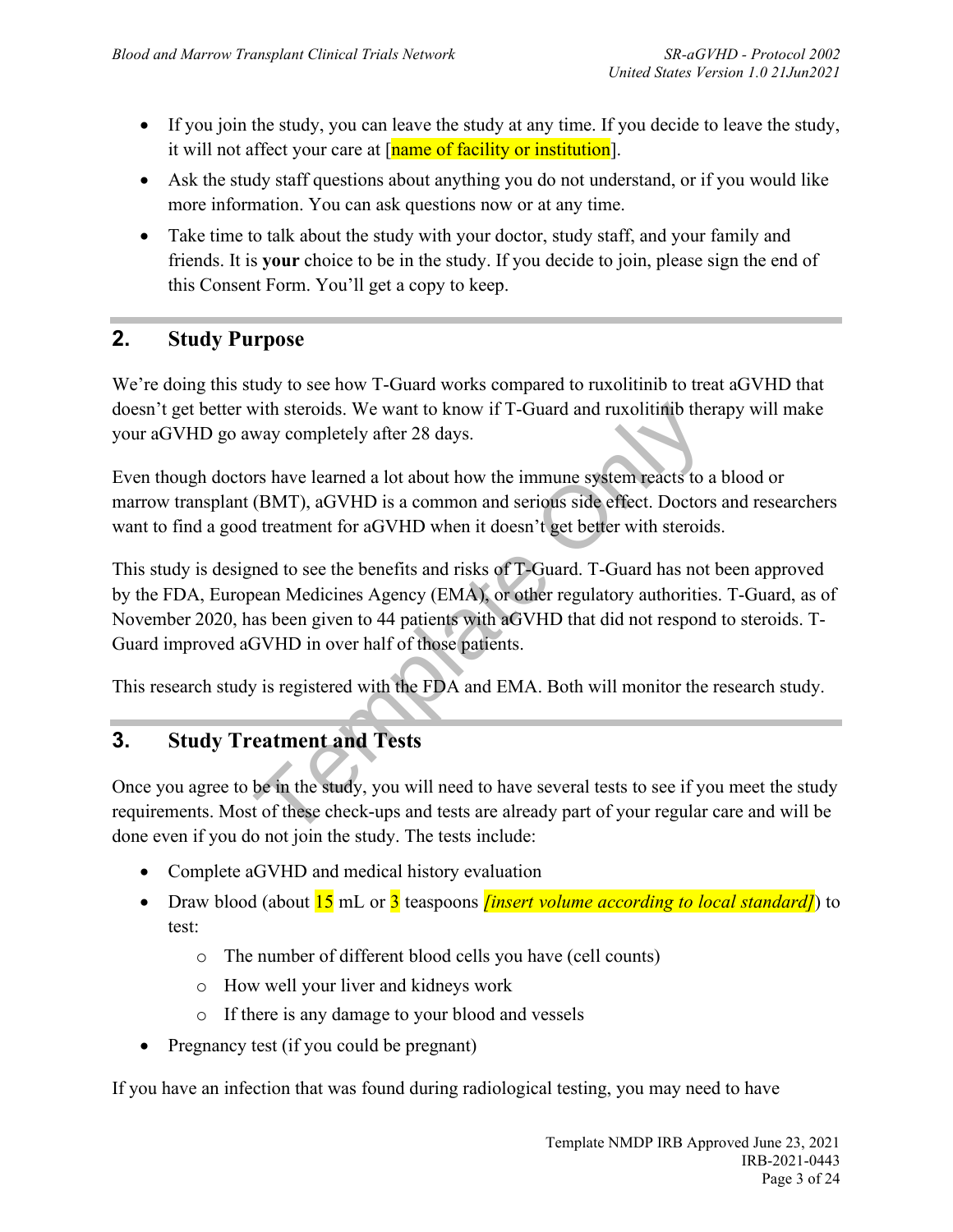- If you join the study, you can leave the study at any time. If you decide to leave the study, it will not affect your care at [name of facility or institution].
- Ask the study staff questions about anything you do not understand, or if you would like more information. You can ask questions now or at any time.
- Take time to talk about the study with your doctor, study staff, and your family and friends. It is **your** choice to be in the study. If you decide to join, please sign the end of this Consent Form. You'll get a copy to keep.

## 2. Study Purpose

We're doing this study to see how T-Guard works compared to ruxolitinib to treat aGVHD that doesn't get better with steroids. We want to know if T-Guard and ruxolitinib therapy will make your aGVHD go away completely after 28 days.

Even though doctors have learned a lot about how the immune system reacts to a blood or marrow transplant (BMT), aGVHD is a common and serious side effect. Doctors and researchers want to find a good treatment for aGVHD when it doesn't get better with steroids.

This study is designed to see the benefits and risks of T-Guard. T-Guard has not been approved by the FDA, European Medicines Agency (EMA), or other regulatory authorities. T-Guard, as of November 2020, has been given to 44 patients with aGVHD that did not respond to steroids. T-Guard improved aGVHD in over half of those patients.

This research study is registered with the FDA and EMA. Both will monitor the research study.

## 3. Study Treatment and Tests

Once you agree to be in the study, you will need to have several tests to see if you meet the study requirements. Most of these check-ups and tests are already part of your regular care and will be done even if you do not join the study. The tests include:

- Complete aGVHD and medical history evaluation
- Draw blood (about 15 mL or 3 teaspoons *[insert volume according to local standard]*) to test:
  - The number of different blood cells you have (cell counts)
  - How well your liver and kidneys work
  - If there is any damage to your blood and vessels
- Pregnancy test (if you could be pregnant)

If you have an infection that was found during radiological testing, you may need to have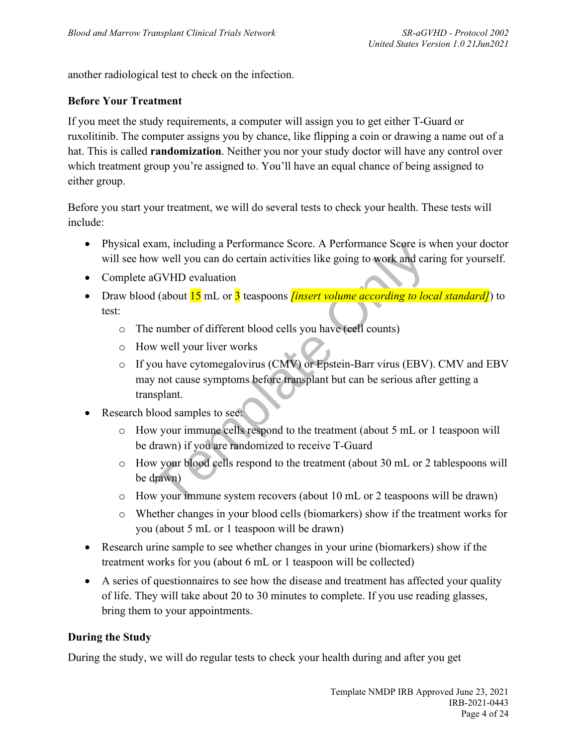another radiological test to check on the infection.

**Before Your Treatment**

If you meet the study requirements, a computer will assign you to get either T-Guard or ruxolitinib. The computer assigns you by chance, like flipping a coin or drawing a name out of a hat. This is called **randomization**. Neither you nor your study doctor will have any control over which treatment group you're assigned to. You'll have an equal chance of being assigned to either group.

Before you start your treatment, we will do several tests to check your health. These tests will include:

- Physical exam, including a Performance Score. A Performance Score is when your doctor will see how well you can do certain activities like going to work and caring for yourself.
- Complete aGVHD evaluation
- Draw blood (about 15 mL or 3 teaspoons *[insert volume according to local standard]*) to test:
  - The number of different blood cells you have (cell counts)
  - How well your liver works
  - If you have cytomegalovirus (CMV) or Epstein-Barr virus (EBV). CMV and EBV may not cause symptoms before transplant but can be serious after getting a transplant.
- Research blood samples to see:
  - How your immune cells respond to the treatment (about 5 mL or 1 teaspoon will be drawn) if you are randomized to receive T-Guard
  - How your blood cells respond to the treatment (about 30 mL or 2 tablespoons will be drawn)
  - How your immune system recovers (about 10 mL or 2 teaspoons will be drawn)
  - Whether changes in your blood cells (biomarkers) show if the treatment works for you (about 5 mL or 1 teaspoon will be drawn)
- Research urine sample to see whether changes in your urine (biomarkers) show if the treatment works for you (about 6 mL or 1 teaspoon will be collected)
- A series of questionnaires to see how the disease and treatment has affected your quality of life. They will take about 20 to 30 minutes to complete. If you use reading glasses, bring them to your appointments.

**During the Study**

During the study, we will do regular tests to check your health during and after you get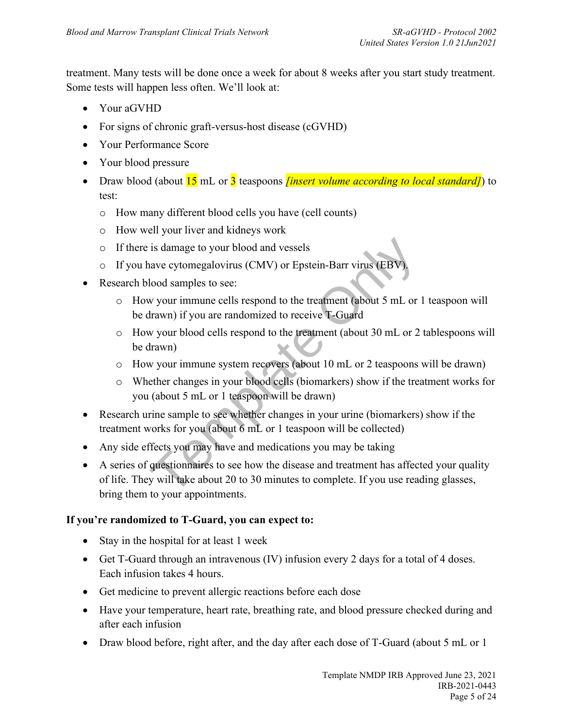treatment. Many tests will be done once a week for about 8 weeks after you start study treatment. Some tests will happen less often. We'll look at:

- Your aGVHD
- For signs of chronic graft-versus-host disease (cGVHD)
- Your Performance Score
- Your blood pressure
- Draw blood (about 15 mL or 3 teaspoons *[insert volume according to local standard]*) to test:
  - How many different blood cells you have (cell counts)
  - How well your liver and kidneys work
  - If there is damage to your blood and vessels
  - If you have cytomegalovirus (CMV) or Epstein-Barr virus (EBV).
- Research blood samples to see:
  - How your immune cells respond to the treatment (about 5 mL or 1 teaspoon will be drawn) if you are randomized to receive T-Guard
  - How your blood cells respond to the treatment (about 30 mL or 2 tablespoons will be drawn)
  - How your immune system recovers (about 10 mL or 2 teaspoons will be drawn)
  - Whether changes in your blood cells (biomarkers) show if the treatment works for you (about 5 mL or 1 teaspoon will be drawn)
- Research urine sample to see whether changes in your urine (biomarkers) show if the treatment works for you (about 6 mL or 1 teaspoon will be collected)
- Any side effects you may have and medications you may be taking
- A series of questionnaires to see how the disease and treatment has affected your quality of life. They will take about 20 to 30 minutes to complete. If you use reading glasses, bring them to your appointments.

**If you're randomized to T-Guard, you can expect to:**

- Stay in the hospital for at least 1 week
- Get T-Guard through an intravenous (IV) infusion every 2 days for a total of 4 doses. Each infusion takes 4 hours.
- Get medicine to prevent allergic reactions before each dose
- Have your temperature, heart rate, breathing rate, and blood pressure checked during and after each infusion
- Draw blood before, right after, and the day after each dose of T-Guard (about 5 mL or 1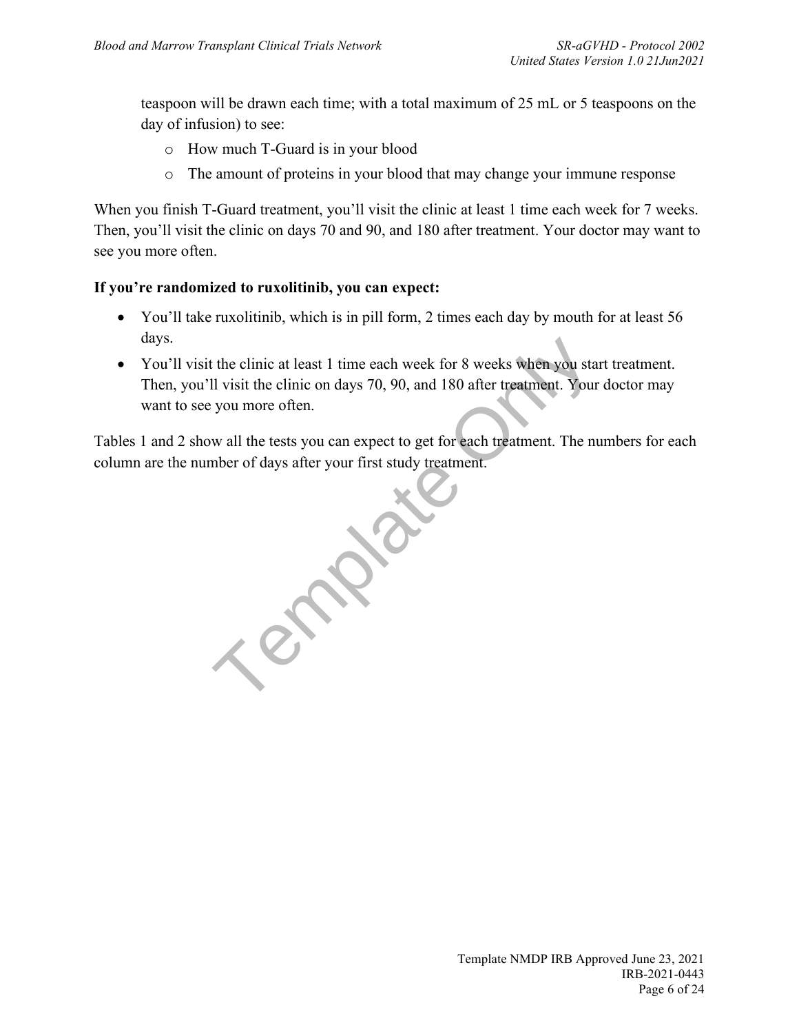teaspoon will be drawn each time; with a total maximum of 25 mL or 5 teaspoons on the day of infusion) to see:

  - How much T-Guard is in your blood
  - The amount of proteins in your blood that may change your immune response

When you finish T-Guard treatment, you'll visit the clinic at least 1 time each week for 7 weeks. Then, you'll visit the clinic on days 70 and 90, and 180 after treatment. Your doctor may want to see you more often.

**If you're randomized to ruxolitinib, you can expect:**

- You'll take ruxolitinib, which is in pill form, 2 times each day by mouth for at least 56 days.
- You'll visit the clinic at least 1 time each week for 8 weeks when you start treatment. Then, you'll visit the clinic on days 70, 90, and 180 after treatment. Your doctor may want to see you more often.

Tables 1 and 2 show all the tests you can expect to get for each treatment. The numbers for each column are the number of days after your first study treatment.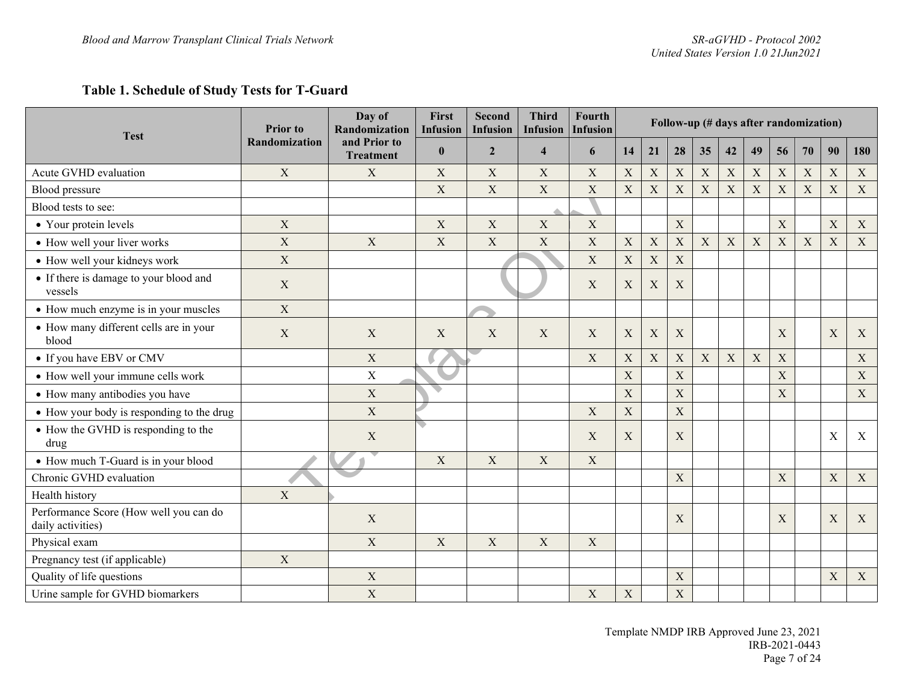### Table 1. Schedule of Study Tests for T-Guard

| Test | Prior to Randomization | Day of Randomization and Prior to Treatment | First Infusion | Second Infusion | Third Infusion | Fourth Infusion | Follow-up (# days after randomization) | | | | | | | | | |
|---|---|---|---|---|---|---|---|---|---|---|---|---|---|---|---|---|
| | | | 0 | 2 | 4 | 6 | 14 | 21 | 28 | 35 | 42 | 49 | 56 | 70 | 90 | 180 |
| Acute GVHD evaluation | X | X | X | X | X | X | X | X | X | X | X | X | X | X | X | X |
| Blood pressure | | | X | X | X | X | X | X | X | X | X | X | X | X | X | X |
| Blood tests to see: | | | | | | | | | | | | | | | | |
| • Your protein levels | X | | X | X | X | X | | | X | | | | X | | X | X |
| • How well your liver works | X | X | X | X | X | X | X | X | X | X | X | X | X | X | X | X |
| • How well your kidneys work | X | | | | | X | X | X | X | | | | | | | |
| • If there is damage to your blood and vessels | X | | | | | X | X | X | X | | | | | | | |
| • How much enzyme is in your muscles | X | | | | | | | | | | | | | | | |
| • How many different cells are in your blood | X | X | X | X | X | X | X | X | X | | | | X | | X | X |
| • If you have EBV or CMV | | X | | | | X | X | X | X | X | X | X | X | | | X |
| • How well your immune cells work | | X | | | | | X | | X | | | | X | | | X |
| • How many antibodies you have | | X | | | | | X | | X | | | | X | | | X |
| • How your body is responding to the drug | | X | | | | X | X | | X | | | | | | | |
| • How the GVHD is responding to the drug | | X | | | | X | X | | X | | | | | | X | X |
| • How much T-Guard is in your blood | | | X | X | X | X | | | | | | | | | | |
| Chronic GVHD evaluation | | | | | | | | | X | | | | X | | X | X |
| Health history | X | | | | | | | | | | | | | | | |
| Performance Score (How well you can do daily activities) | | X | | | | | | | X | | | | X | | X | X |
| Physical exam | | X | X | X | X | X | | | | | | | | | | |
| Pregnancy test (if applicable) | X | | | | | | | | | | | | | | | |
| Quality of life questions | | X | | | | | | | X | | | | | | X | X |
| Urine sample for GVHD biomarkers | | X | | | | X | X | | X | | | | | | | |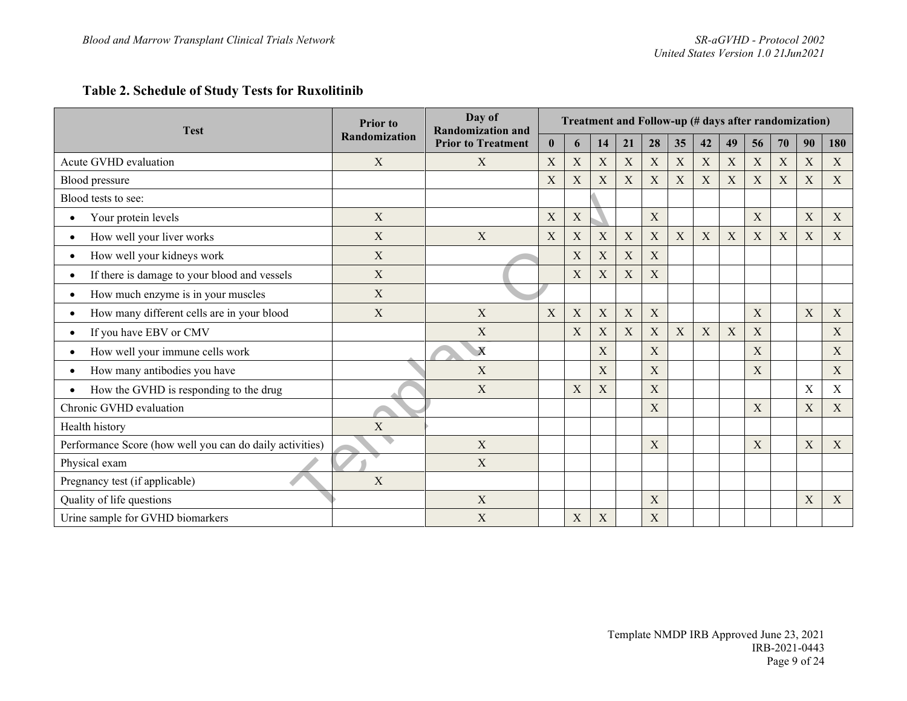### Table 2. Schedule of Study Tests for Ruxolitinib

| Test | Prior to Randomization | Day of Randomization and Prior to Treatment | Treatment and Follow-up (# days after randomization) | | | | | | | | | | | |
|---|---|---|---|---|---|---|---|---|---|---|---|---|---|---|
| | | | 0 | 6 | 14 | 21 | 28 | 35 | 42 | 49 | 56 | 70 | 90 | 180 |
| Acute GVHD evaluation | X | X | X | X | X | X | X | X | X | X | X | X | X | X |
| Blood pressure | | | X | X | X | X | X | X | X | X | X | X | X | X |
| Blood tests to see: | | | | | | | | | | | | | | |
| • Your protein levels | X | | X | X | | | X | | | | X | | X | X |
| • How well your liver works | X | X | X | X | X | X | X | X | X | X | X | X | X | X |
| • How well your kidneys work | X | | | X | X | X | X | | | | | | | |
| • If there is damage to your blood and vessels | X | | | X | X | X | X | | | | | | | |
| • How much enzyme is in your muscles | X | | | | | | | | | | | | | |
| • How many different cells are in your blood | X | X | X | X | X | X | X | | | | X | | X | X |
| • If you have EBV or CMV | | X | | X | X | X | X | X | X | X | X | | | X |
| • How well your immune cells work | | X | | | X | | X | | | | X | | | X |
| • How many antibodies you have | | X | | | X | | X | | | | X | | | X |
| • How the GVHD is responding to the drug | | X | | X | X | | X | | | | | | X | X |
| Chronic GVHD evaluation | | | | | | | X | | | | X | | X | X |
| Health history | X | | | | | | | | | | | | | |
| Performance Score (how well you can do daily activities) | | X | | | | | X | | | | X | | X | X |
| Physical exam | | X | | | | | | | | | | | | |
| Pregnancy test (if applicable) | X | | | | | | | | | | | | | |
| Quality of life questions | | X | | | | | X | | | | | | X | X |
| Urine sample for GVHD biomarkers | | X | | X | X | | X | | | | | | | |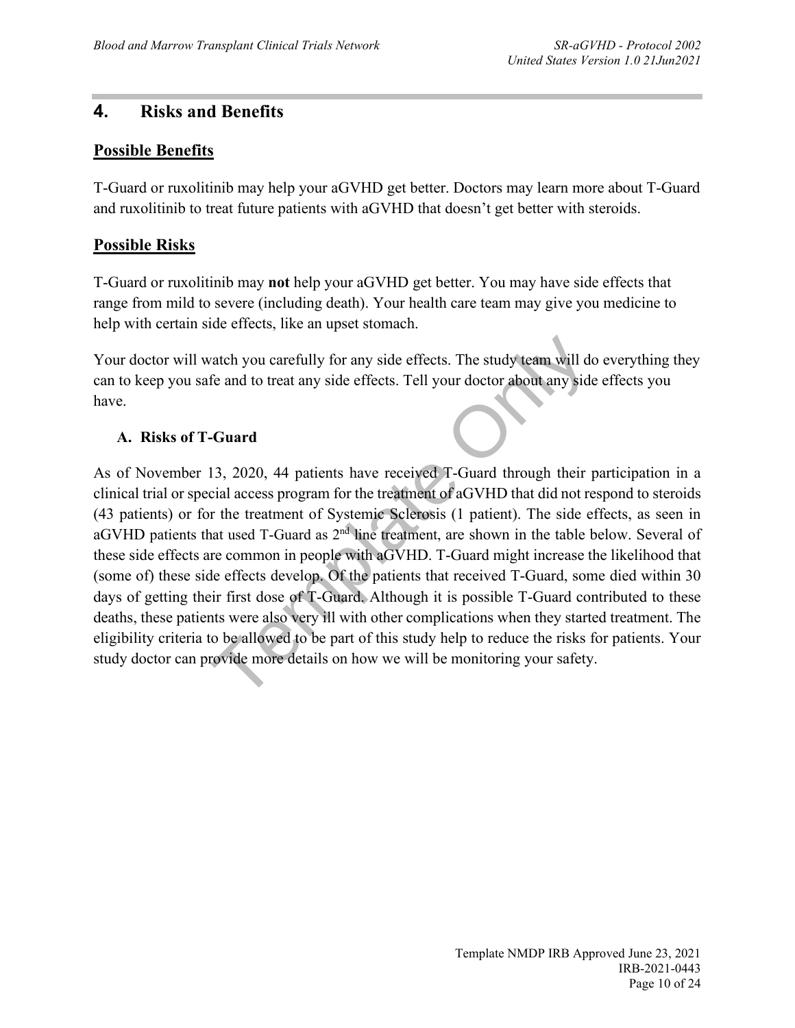## 4. Risks and Benefits

### Possible Benefits

T-Guard or ruxolitinib may help your aGVHD get better. Doctors may learn more about T-Guard and ruxolitinib to treat future patients with aGVHD that doesn't get better with steroids.

### Possible Risks

T-Guard or ruxolitinib may **not** help your aGVHD get better. You may have side effects that range from mild to severe (including death). Your health care team may give you medicine to help with certain side effects, like an upset stomach.

Your doctor will watch you carefully for any side effects. The study team will do everything they can to keep you safe and to treat any side effects. Tell your doctor about any side effects you have.

#### A. Risks of T-Guard

As of November 13, 2020, 44 patients have received T-Guard through their participation in a clinical trial or special access program for the treatment of aGVHD that did not respond to steroids (43 patients) or for the treatment of Systemic Sclerosis (1 patient). The side effects, as seen in aGVHD patients that used T-Guard as 2nd line treatment, are shown in the table below. Several of these side effects are common in people with aGVHD. T-Guard might increase the likelihood that (some of) these side effects develop. Of the patients that received T-Guard, some died within 30 days of getting their first dose of T-Guard. Although it is possible T-Guard contributed to these deaths, these patients were also very ill with other complications when they started treatment. The eligibility criteria to be allowed to be part of this study help to reduce the risks for patients. Your study doctor can provide more details on how we will be monitoring your safety.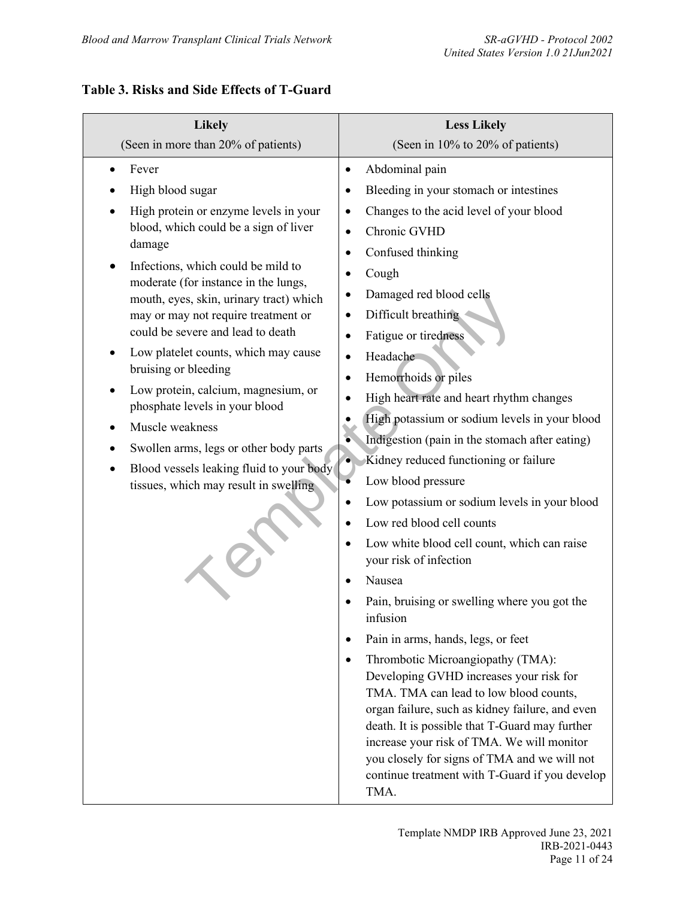**Table 3. Risks and Side Effects of T-Guard**

| Likely<br>(Seen in more than 20% of patients) | Less Likely<br>(Seen in 10% to 20% of patients) |
|---|---|
| • Fever<br>• High blood sugar<br>• High protein or enzyme levels in your blood, which could be a sign of liver damage<br>• Infections, which could be mild to moderate (for instance in the lungs, mouth, eyes, skin, urinary tract) which may or may not require treatment or could be severe and lead to death<br>• Low platelet counts, which may cause bruising or bleeding<br>• Low protein, calcium, magnesium, or phosphate levels in your blood<br>• Muscle weakness<br>• Swollen arms, legs or other body parts<br>• Blood vessels leaking fluid to your body tissues, which may result in swelling | • Abdominal pain<br>• Bleeding in your stomach or intestines<br>• Changes to the acid level of your blood<br>• Chronic GVHD<br>• Confused thinking<br>• Cough<br>• Damaged red blood cells<br>• Difficult breathing<br>• Fatigue or tiredness<br>• Headache<br>• Hemorrhoids or piles<br>• High heart rate and heart rhythm changes<br>• High potassium or sodium levels in your blood<br>• Indigestion (pain in the stomach after eating)<br>• Kidney reduced functioning or failure<br>• Low blood pressure<br>• Low potassium or sodium levels in your blood<br>• Low red blood cell counts<br>• Low white blood cell count, which can raise your risk of infection<br>• Nausea<br>• Pain, bruising or swelling where you got the infusion<br>• Pain in arms, hands, legs, or feet<br>• Thrombotic Microangiopathy (TMA): Developing GVHD increases your risk for TMA. TMA can lead to low blood counts, organ failure, such as kidney failure, and even death. It is possible that T-Guard may further increase your risk of TMA. We will monitor you closely for signs of TMA and we will not continue treatment with T-Guard if you develop TMA. |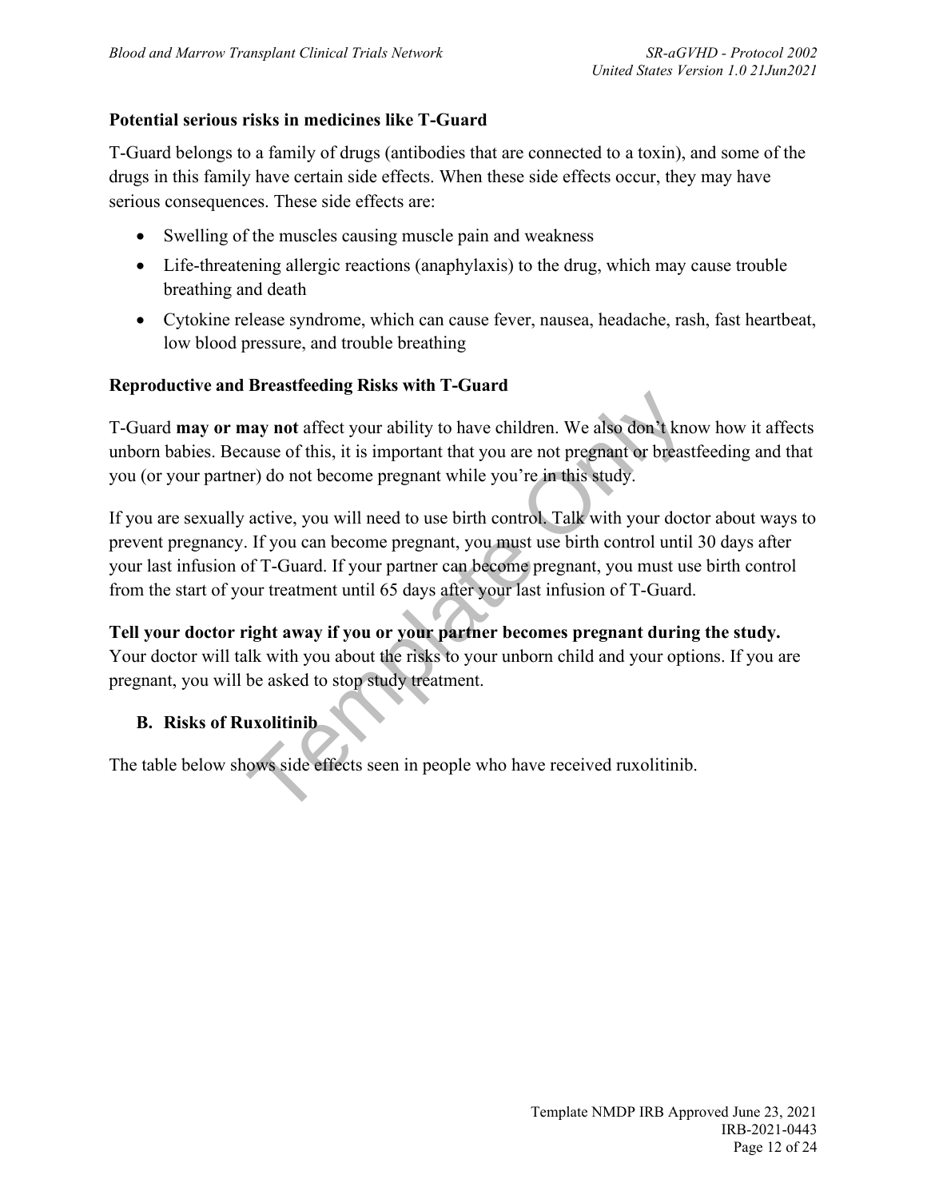**Potential serious risks in medicines like T-Guard**

T-Guard belongs to a family of drugs (antibodies that are connected to a toxin), and some of the drugs in this family have certain side effects. When these side effects occur, they may have serious consequences. These side effects are:

- Swelling of the muscles causing muscle pain and weakness
- Life-threatening allergic reactions (anaphylaxis) to the drug, which may cause trouble breathing and death
- Cytokine release syndrome, which can cause fever, nausea, headache, rash, fast heartbeat, low blood pressure, and trouble breathing

**Reproductive and Breastfeeding Risks with T-Guard**

T-Guard **may or may not** affect your ability to have children. We also don't know how it affects unborn babies. Because of this, it is important that you are not pregnant or breastfeeding and that you (or your partner) do not become pregnant while you're in this study.

If you are sexually active, you will need to use birth control. Talk with your doctor about ways to prevent pregnancy. If you can become pregnant, you must use birth control until 30 days after your last infusion of T-Guard. If your partner can become pregnant, you must use birth control from the start of your treatment until 65 days after your last infusion of T-Guard.

**Tell your doctor right away if you or your partner becomes pregnant during the study.** Your doctor will talk with you about the risks to your unborn child and your options. If you are pregnant, you will be asked to stop study treatment.

**B. Risks of Ruxolitinib**

The table below shows side effects seen in people who have received ruxolitinib.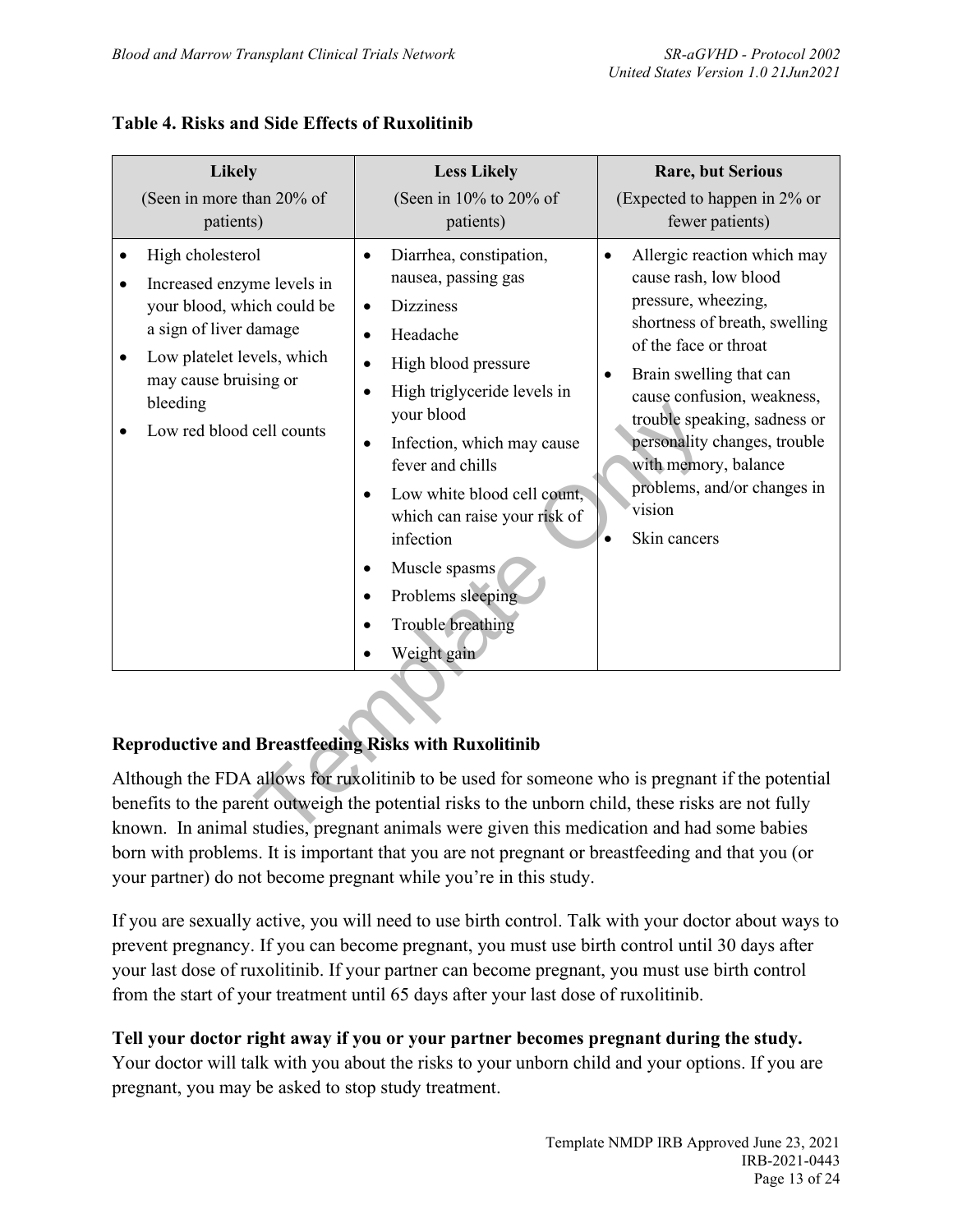**Table 4. Risks and Side Effects of Ruxolitinib**

| Likely (Seen in more than 20% of patients) | Less Likely (Seen in 10% to 20% of patients) | Rare, but Serious (Expected to happen in 2% or fewer patients) |
|---|---|---|
| • High cholesterol<br>• Increased enzyme levels in your blood, which could be a sign of liver damage<br>• Low platelet levels, which may cause bruising or bleeding<br>• Low red blood cell counts | • Diarrhea, constipation, nausea, passing gas<br>• Dizziness<br>• Headache<br>• High blood pressure<br>• High triglyceride levels in your blood<br>• Infection, which may cause fever and chills<br>• Low white blood cell count, which can raise your risk of infection<br>• Muscle spasms<br>• Problems sleeping<br>• Trouble breathing<br>• Weight gain | • Allergic reaction which may cause rash, low blood pressure, wheezing, shortness of breath, swelling of the face or throat<br>• Brain swelling that can cause confusion, weakness, trouble speaking, sadness or personality changes, trouble with memory, balance problems, and/or changes in vision<br>• Skin cancers |

**Reproductive and Breastfeeding Risks with Ruxolitinib**

Although the FDA allows for ruxolitinib to be used for someone who is pregnant if the potential benefits to the parent outweigh the potential risks to the unborn child, these risks are not fully known. In animal studies, pregnant animals were given this medication and had some babies born with problems. It is important that you are not pregnant or breastfeeding and that you (or your partner) do not become pregnant while you're in this study.

If you are sexually active, you will need to use birth control. Talk with your doctor about ways to prevent pregnancy. If you can become pregnant, you must use birth control until 30 days after your last dose of ruxolitinib. If your partner can become pregnant, you must use birth control from the start of your treatment until 65 days after your last dose of ruxolitinib.

**Tell your doctor right away if you or your partner becomes pregnant during the study.** Your doctor will talk with you about the risks to your unborn child and your options. If you are pregnant, you may be asked to stop study treatment.

Template NMDP IRB Approved June 23, 2021
IRB-2021-0443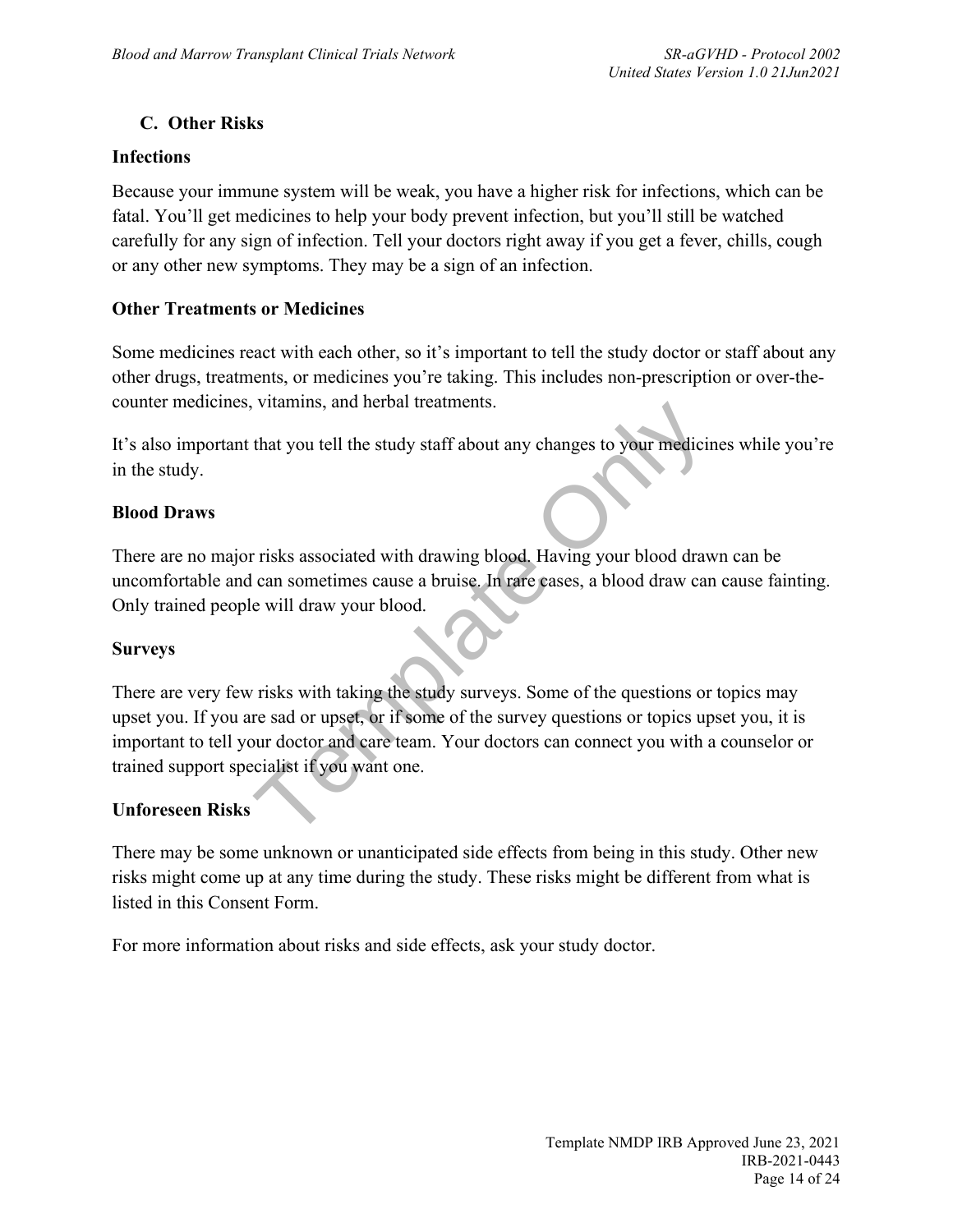## C. Other Risks

### Infections

Because your immune system will be weak, you have a higher risk for infections, which can be fatal. You'll get medicines to help your body prevent infection, but you'll still be watched carefully for any sign of infection. Tell your doctors right away if you get a fever, chills, cough or any other new symptoms. They may be a sign of an infection.

### Other Treatments or Medicines

Some medicines react with each other, so it's important to tell the study doctor or staff about any other drugs, treatments, or medicines you're taking. This includes non-prescription or over-the-counter medicines, vitamins, and herbal treatments.

It's also important that you tell the study staff about any changes to your medicines while you're in the study.

### Blood Draws

There are no major risks associated with drawing blood. Having your blood drawn can be uncomfortable and can sometimes cause a bruise. In rare cases, a blood draw can cause fainting. Only trained people will draw your blood.

### Surveys

There are very few risks with taking the study surveys. Some of the questions or topics may upset you. If you are sad or upset, or if some of the survey questions or topics upset you, it is important to tell your doctor and care team. Your doctors can connect you with a counselor or trained support specialist if you want one.

### Unforeseen Risks

There may be some unknown or unanticipated side effects from being in this study. Other new risks might come up at any time during the study. These risks might be different from what is listed in this Consent Form.

For more information about risks and side effects, ask your study doctor.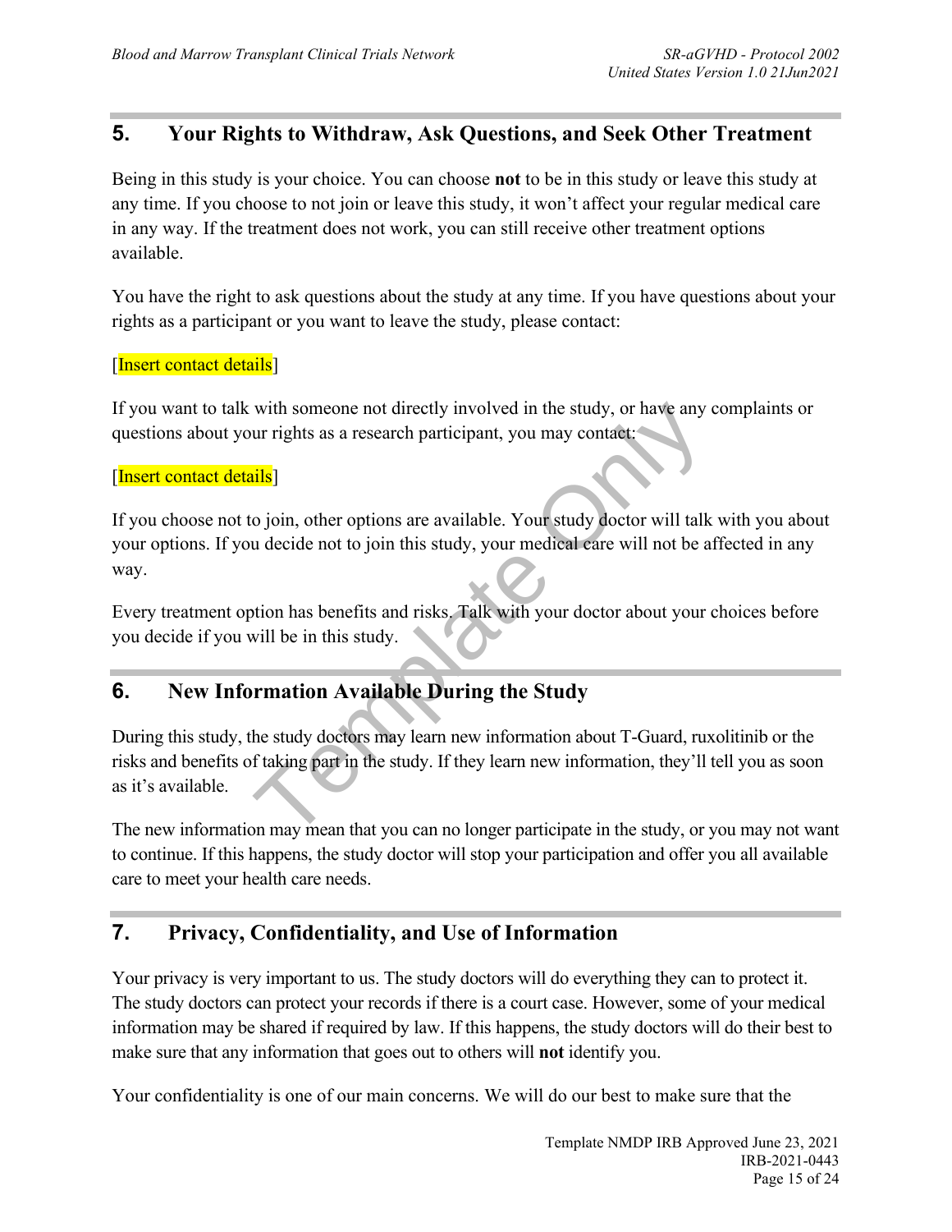## 5. Your Rights to Withdraw, Ask Questions, and Seek Other Treatment

Being in this study is your choice. You can choose **not** to be in this study or leave this study at any time. If you choose to not join or leave this study, it won't affect your regular medical care in any way. If the treatment does not work, you can still receive other treatment options available.

You have the right to ask questions about the study at any time. If you have questions about your rights as a participant or you want to leave the study, please contact:

[Insert contact details]

If you want to talk with someone not directly involved in the study, or have any complaints or questions about your rights as a research participant, you may contact:

[Insert contact details]

If you choose not to join, other options are available. Your study doctor will talk with you about your options. If you decide not to join this study, your medical care will not be affected in any way.

Every treatment option has benefits and risks. Talk with your doctor about your choices before you decide if you will be in this study.

## 6. New Information Available During the Study

During this study, the study doctors may learn new information about T-Guard, ruxolitinib or the risks and benefits of taking part in the study. If they learn new information, they'll tell you as soon as it's available.

The new information may mean that you can no longer participate in the study, or you may not want to continue. If this happens, the study doctor will stop your participation and offer you all available care to meet your health care needs.

## 7. Privacy, Confidentiality, and Use of Information

Your privacy is very important to us. The study doctors will do everything they can to protect it. The study doctors can protect your records if there is a court case. However, some of your medical information may be shared if required by law. If this happens, the study doctors will do their best to make sure that any information that goes out to others will **not** identify you.

Your confidentiality is one of our main concerns. We will do our best to make sure that the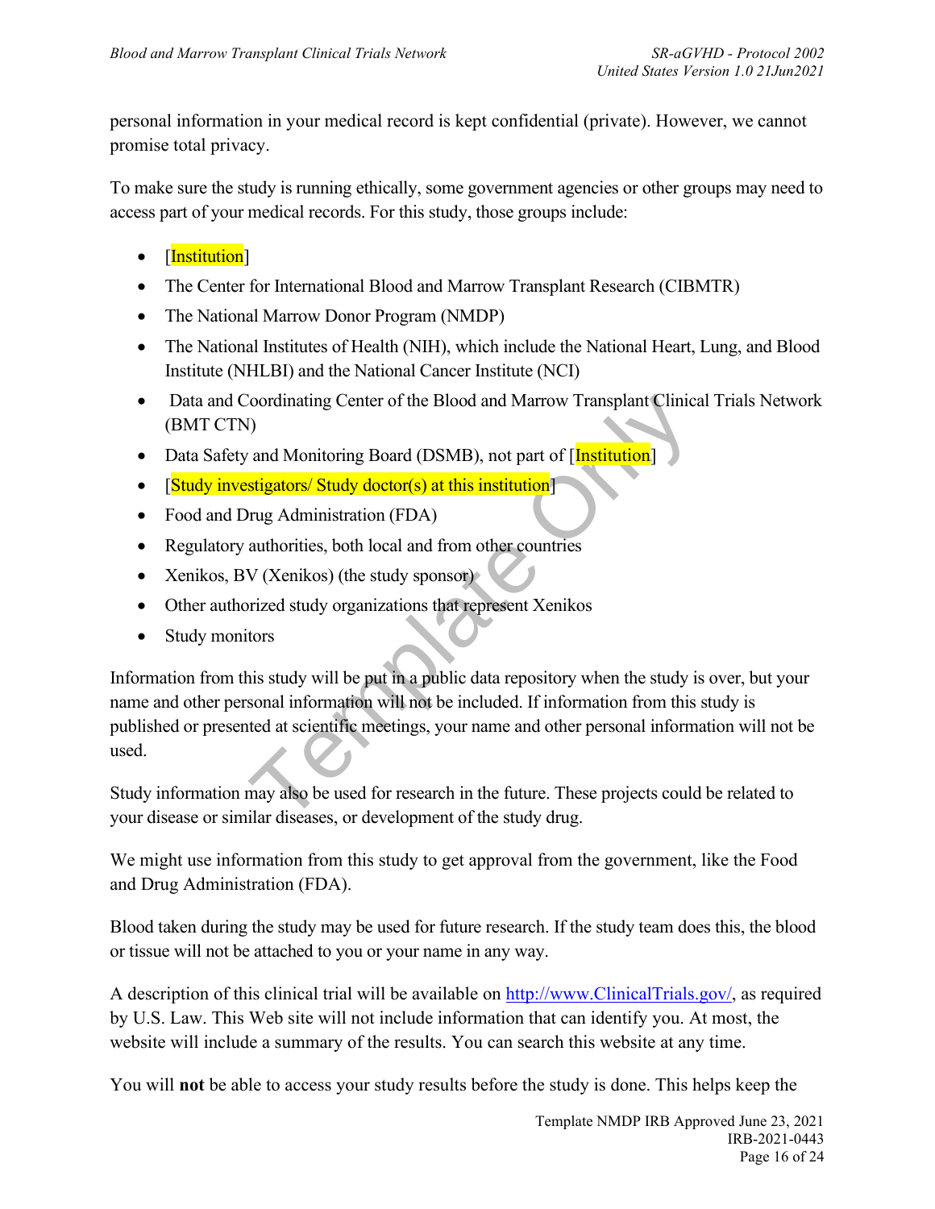personal information in your medical record is kept confidential (private). However, we cannot promise total privacy.

To make sure the study is running ethically, some government agencies or other groups may need to access part of your medical records. For this study, those groups include:

- [Institution]
- The Center for International Blood and Marrow Transplant Research (CIBMTR)
- The National Marrow Donor Program (NMDP)
- The National Institutes of Health (NIH), which include the National Heart, Lung, and Blood Institute (NHLBI) and the National Cancer Institute (NCI)
- Data and Coordinating Center of the Blood and Marrow Transplant Clinical Trials Network (BMT CTN)
- Data Safety and Monitoring Board (DSMB), not part of [Institution]
- [Study investigators/ Study doctor(s) at this institution]
- Food and Drug Administration (FDA)
- Regulatory authorities, both local and from other countries
- Xenikos, BV (Xenikos) (the study sponsor)
- Other authorized study organizations that represent Xenikos
- Study monitors

Information from this study will be put in a public data repository when the study is over, but your name and other personal information will not be included. If information from this study is published or presented at scientific meetings, your name and other personal information will not be used.

Study information may also be used for research in the future. These projects could be related to your disease or similar diseases, or development of the study drug.

We might use information from this study to get approval from the government, like the Food and Drug Administration (FDA).

Blood taken during the study may be used for future research. If the study team does this, the blood or tissue will not be attached to you or your name in any way.

A description of this clinical trial will be available on http://www.ClinicalTrials.gov/, as required by U.S. Law. This Web site will not include information that can identify you. At most, the website will include a summary of the results. You can search this website at any time.

You will **not** be able to access your study results before the study is done. This helps keep the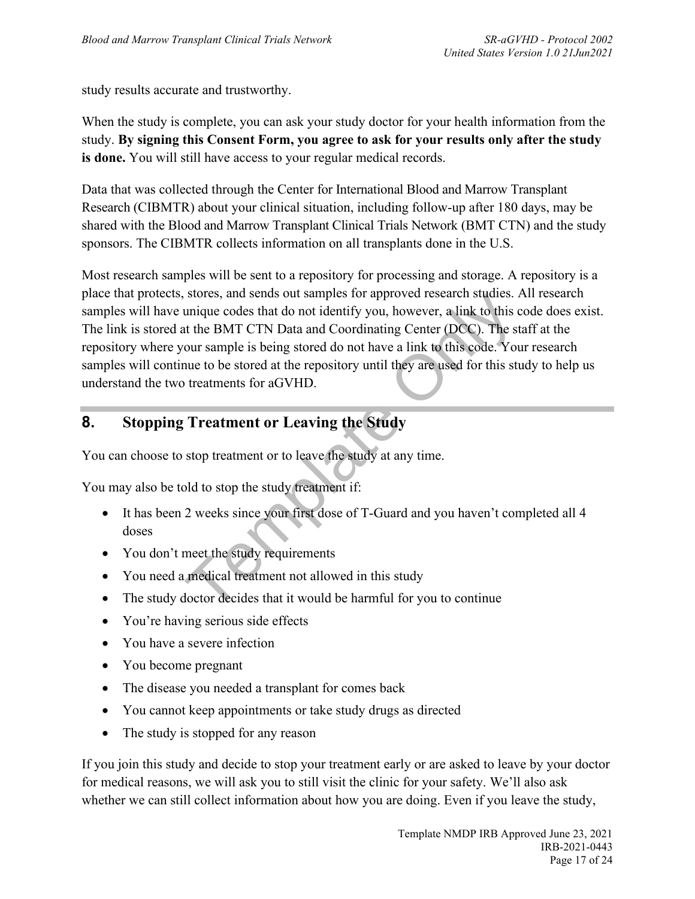study results accurate and trustworthy.

When the study is complete, you can ask your study doctor for your health information from the study. **By signing this Consent Form, you agree to ask for your results only after the study is done.** You will still have access to your regular medical records.

Data that was collected through the Center for International Blood and Marrow Transplant Research (CIBMTR) about your clinical situation, including follow-up after 180 days, may be shared with the Blood and Marrow Transplant Clinical Trials Network (BMT CTN) and the study sponsors. The CIBMTR collects information on all transplants done in the U.S.

Most research samples will be sent to a repository for processing and storage. A repository is a place that protects, stores, and sends out samples for approved research studies. All research samples will have unique codes that do not identify you, however, a link to this code does exist. The link is stored at the BMT CTN Data and Coordinating Center (DCC). The staff at the repository where your sample is being stored do not have a link to this code. Your research samples will continue to be stored at the repository until they are used for this study to help us understand the two treatments for aGVHD.

## 8. Stopping Treatment or Leaving the Study

You can choose to stop treatment or to leave the study at any time.

You may also be told to stop the study treatment if:

- It has been 2 weeks since your first dose of T-Guard and you haven't completed all 4 doses
- You don't meet the study requirements
- You need a medical treatment not allowed in this study
- The study doctor decides that it would be harmful for you to continue
- You're having serious side effects
- You have a severe infection
- You become pregnant
- The disease you needed a transplant for comes back
- You cannot keep appointments or take study drugs as directed
- The study is stopped for any reason

If you join this study and decide to stop your treatment early or are asked to leave by your doctor for medical reasons, we will ask you to still visit the clinic for your safety. We'll also ask whether we can still collect information about how you are doing. Even if you leave the study,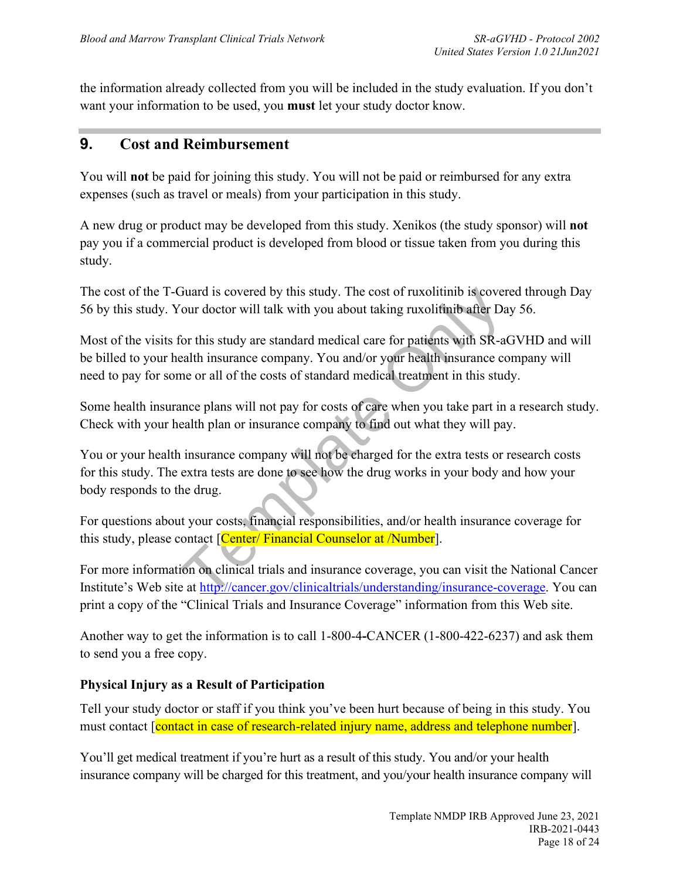the information already collected from you will be included in the study evaluation. If you don't want your information to be used, you **must** let your study doctor know.

## 9. Cost and Reimbursement

You will **not** be paid for joining this study. You will not be paid or reimbursed for any extra expenses (such as travel or meals) from your participation in this study.

A new drug or product may be developed from this study. Xenikos (the study sponsor) will **not** pay you if a commercial product is developed from blood or tissue taken from you during this study.

The cost of the T-Guard is covered by this study. The cost of ruxolitinib is covered through Day 56 by this study. Your doctor will talk with you about taking ruxolitinib after Day 56.

Most of the visits for this study are standard medical care for patients with SR-aGVHD and will be billed to your health insurance company. You and/or your health insurance company will need to pay for some or all of the costs of standard medical treatment in this study.

Some health insurance plans will not pay for costs of care when you take part in a research study. Check with your health plan or insurance company to find out what they will pay.

You or your health insurance company will not be charged for the extra tests or research costs for this study. The extra tests are done to see how the drug works in your body and how your body responds to the drug.

For questions about your costs, financial responsibilities, and/or health insurance coverage for this study, please contact [Center/ Financial Counselor at /Number].

For more information on clinical trials and insurance coverage, you can visit the National Cancer Institute's Web site at http://cancer.gov/clinicaltrials/understanding/insurance-coverage. You can print a copy of the "Clinical Trials and Insurance Coverage" information from this Web site.

Another way to get the information is to call 1-800-4-CANCER (1-800-422-6237) and ask them to send you a free copy.

### Physical Injury as a Result of Participation

Tell your study doctor or staff if you think you've been hurt because of being in this study. You must contact [contact in case of research-related injury name, address and telephone number].

You'll get medical treatment if you're hurt as a result of this study. You and/or your health insurance company will be charged for this treatment, and you/your health insurance company will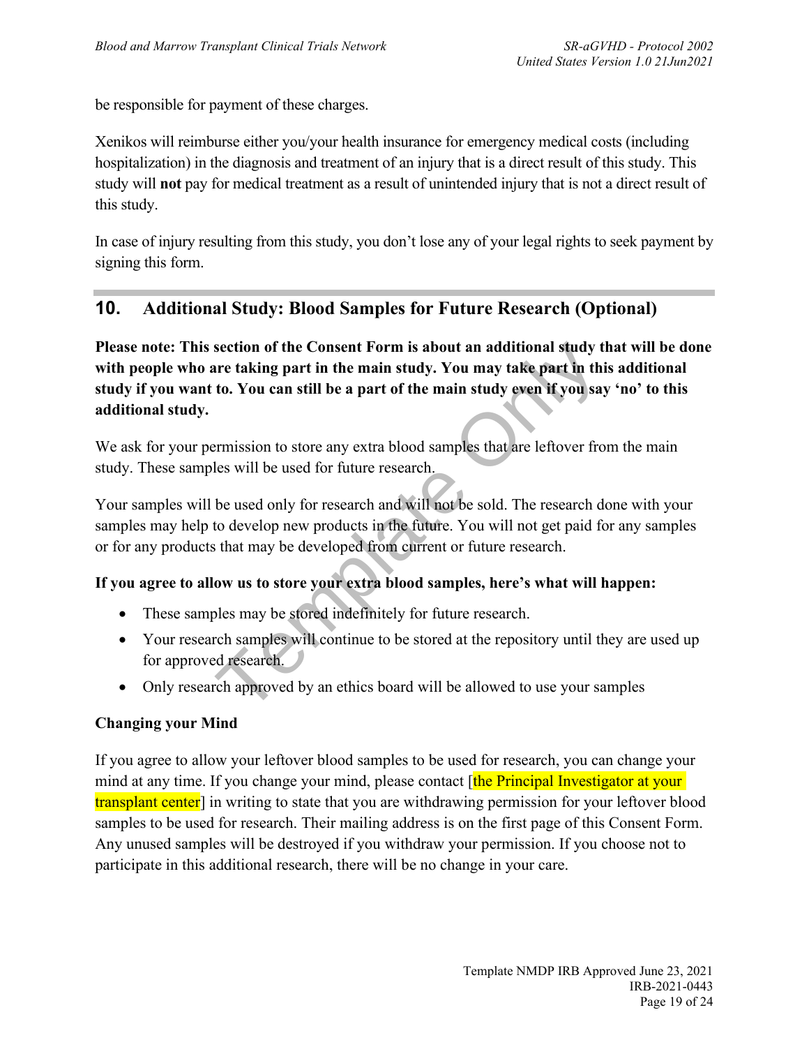be responsible for payment of these charges.

Xenikos will reimburse either you/your health insurance for emergency medical costs (including hospitalization) in the diagnosis and treatment of an injury that is a direct result of this study. This study will **not** pay for medical treatment as a result of unintended injury that is not a direct result of this study.

In case of injury resulting from this study, you don't lose any of your legal rights to seek payment by signing this form.

## 10. Additional Study: Blood Samples for Future Research (Optional)

**Please note: This section of the Consent Form is about an additional study that will be done with people who are taking part in the main study. You may take part in this additional study if you want to. You can still be a part of the main study even if you say 'no' to this additional study.**

We ask for your permission to store any extra blood samples that are leftover from the main study. These samples will be used for future research.

Your samples will be used only for research and will not be sold. The research done with your samples may help to develop new products in the future. You will not get paid for any samples or for any products that may be developed from current or future research.

**If you agree to allow us to store your extra blood samples, here's what will happen:**

- These samples may be stored indefinitely for future research.
- Your research samples will continue to be stored at the repository until they are used up for approved research.
- Only research approved by an ethics board will be allowed to use your samples

**Changing your Mind**

If you agree to allow your leftover blood samples to be used for research, you can change your mind at any time. If you change your mind, please contact [the Principal Investigator at your transplant center] in writing to state that you are withdrawing permission for your leftover blood samples to be used for research. Their mailing address is on the first page of this Consent Form. Any unused samples will be destroyed if you withdraw your permission. If you choose not to participate in this additional research, there will be no change in your care.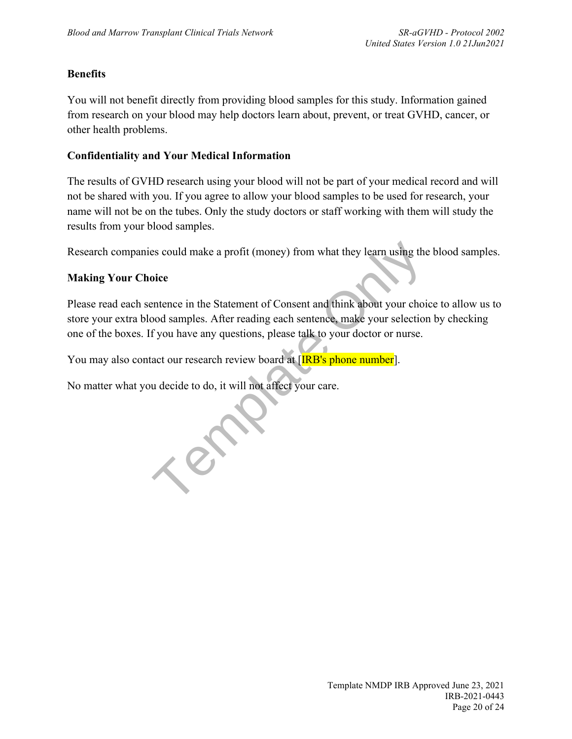**Benefits**

You will not benefit directly from providing blood samples for this study. Information gained from research on your blood may help doctors learn about, prevent, or treat GVHD, cancer, or other health problems.

**Confidentiality and Your Medical Information**

The results of GVHD research using your blood will not be part of your medical record and will not be shared with you. If you agree to allow your blood samples to be used for research, your name will not be on the tubes. Only the study doctors or staff working with them will study the results from your blood samples.

Research companies could make a profit (money) from what they learn using the blood samples.

**Making Your Choice**

Please read each sentence in the Statement of Consent and think about your choice to allow us to store your extra blood samples. After reading each sentence, make your selection by checking one of the boxes. If you have any questions, please talk to your doctor or nurse.

You may also contact our research review board at [IRB's phone number].

No matter what you decide to do, it will not affect your care.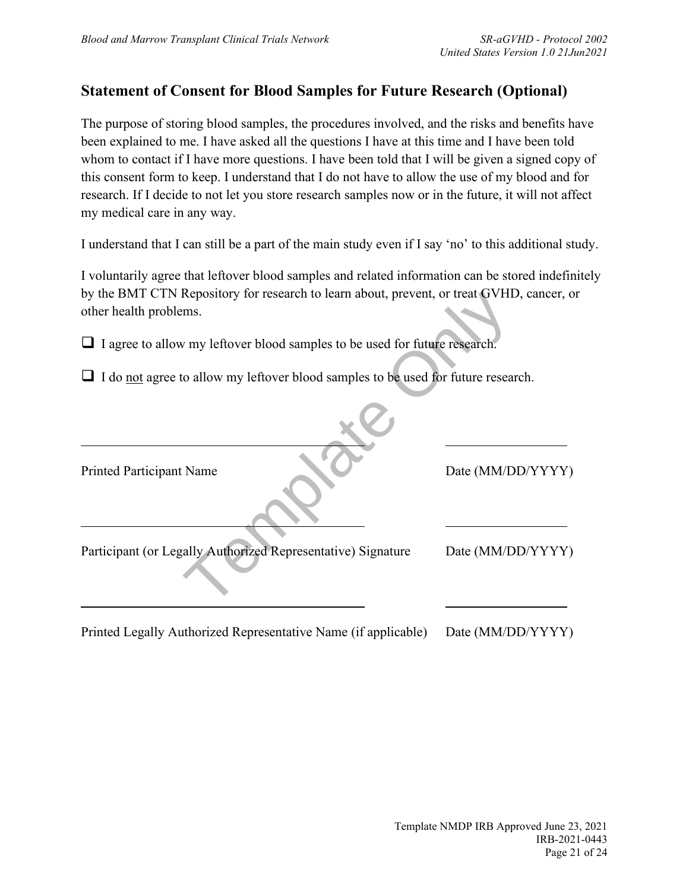## Statement of Consent for Blood Samples for Future Research (Optional)

The purpose of storing blood samples, the procedures involved, and the risks and benefits have been explained to me. I have asked all the questions I have at this time and I have been told whom to contact if I have more questions. I have been told that I will be given a signed copy of this consent form to keep. I understand that I do not have to allow the use of my blood and for research. If I decide to not let you store research samples now or in the future, it will not affect my medical care in any way.

I understand that I can still be a part of the main study even if I say 'no' to this additional study.

I voluntarily agree that leftover blood samples and related information can be stored indefinitely by the BMT CTN Repository for research to learn about, prevent, or treat GVHD, cancer, or other health problems.

❑ I agree to allow my leftover blood samples to be used for future research.

❑ I do <u>not</u> agree to allow my leftover blood samples to be used for future research.

\_\_\_\_\_\_\_\_\_\_\_\_\_\_\_\_\_\_\_\_\_\_\_\_\_\_\_\_\_\_\_\_\_\_\_\_\_\_\_\_ \_\_\_\_\_\_\_\_\_\_\_\_\_\_\_\_\_\_

Printed Participant Name Date (MM/DD/YYYY)

\_\_\_\_\_\_\_\_\_\_\_\_\_\_\_\_\_\_\_\_\_\_\_\_\_\_\_\_\_\_\_\_\_\_\_\_\_\_\_\_ \_\_\_\_\_\_\_\_\_\_\_\_\_\_\_\_\_\_

Participant (or Legally Authorized Representative) Signature Date (MM/DD/YYYY)

\_\_\_\_\_\_\_\_\_\_\_\_\_\_\_\_\_\_\_\_\_\_\_\_\_\_\_\_\_\_\_\_\_\_\_\_\_\_\_\_ \_\_\_\_\_\_\_\_\_\_\_\_\_\_\_\_\_\_

Printed Legally Authorized Representative Name (if applicable) Date (MM/DD/YYYY)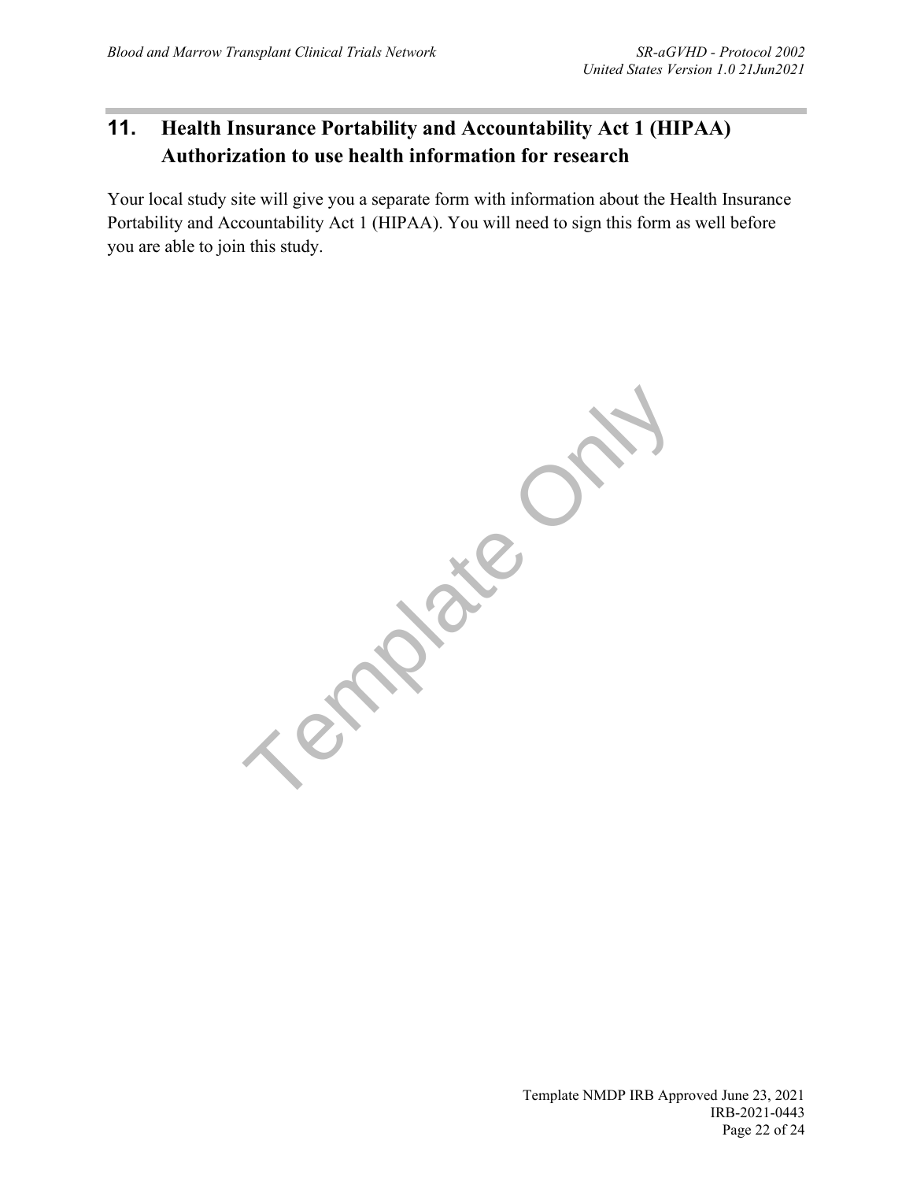## 11. Health Insurance Portability and Accountability Act 1 (HIPAA) Authorization to use health information for research

Your local study site will give you a separate form with information about the Health Insurance Portability and Accountability Act 1 (HIPAA). You will need to sign this form as well before you are able to join this study.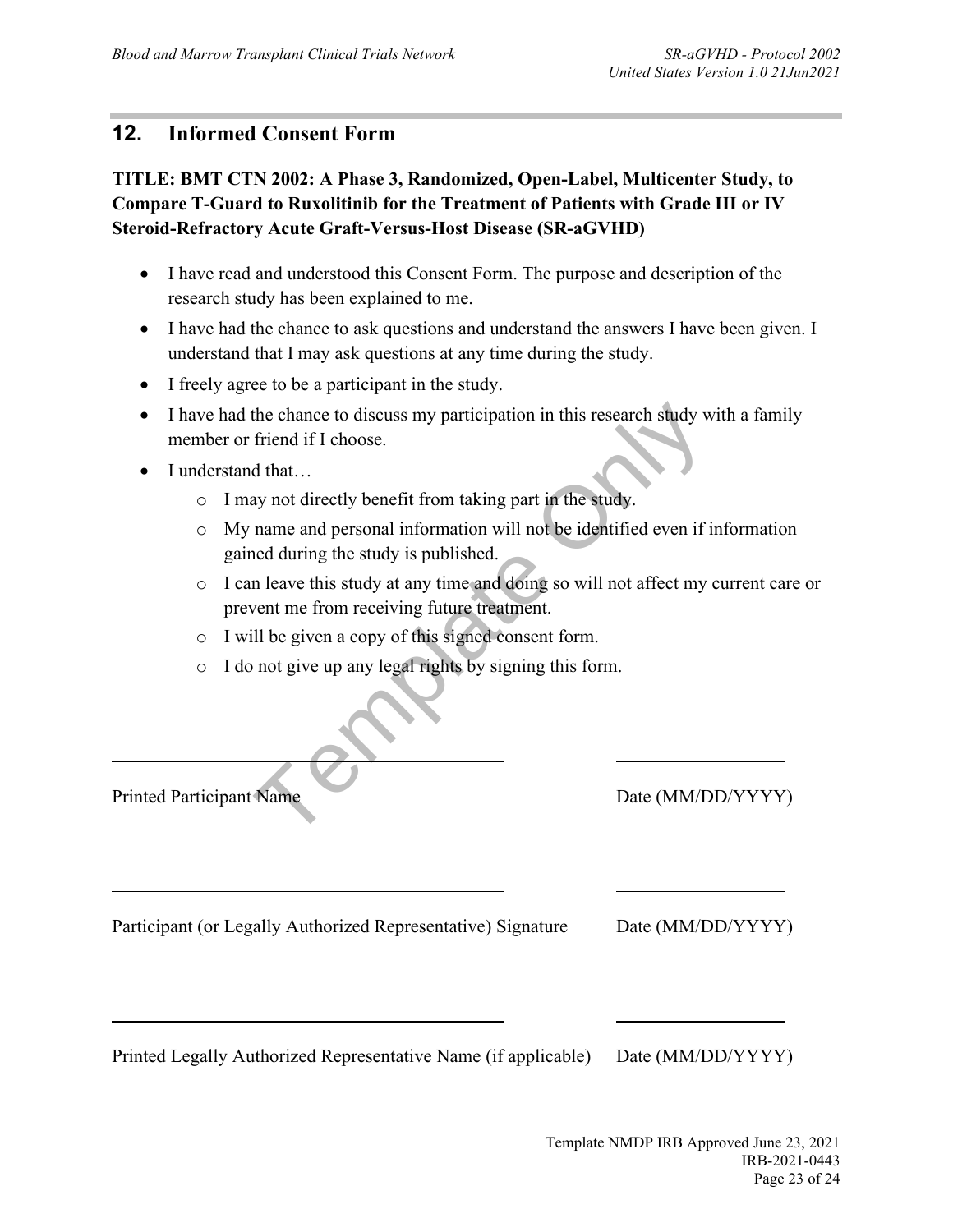## 12. Informed Consent Form

**TITLE: BMT CTN 2002: A Phase 3, Randomized, Open-Label, Multicenter Study, to Compare T-Guard to Ruxolitinib for the Treatment of Patients with Grade III or IV Steroid-Refractory Acute Graft-Versus-Host Disease (SR-aGVHD)**

- I have read and understood this Consent Form. The purpose and description of the research study has been explained to me.
- I have had the chance to ask questions and understand the answers I have been given. I understand that I may ask questions at any time during the study.
- I freely agree to be a participant in the study.
- I have had the chance to discuss my participation in this research study with a family member or friend if I choose.
- I understand that…
  - I may not directly benefit from taking part in the study.
  - My name and personal information will not be identified even if information gained during the study is published.
  - I can leave this study at any time and doing so will not affect my current care or prevent me from receiving future treatment.
  - I will be given a copy of this signed consent form.
  - I do not give up any legal rights by signing this form.

\_\_\_\_\_\_\_\_\_\_\_\_\_\_\_\_\_\_\_\_\_\_\_\_\_\_\_\_\_\_\_\_\_\_\_\_\_\_\_\_ \_\_\_\_\_\_\_\_\_\_\_\_\_\_\_\_\_\_

Printed Participant Name Date (MM/DD/YYYY)

\_\_\_\_\_\_\_\_\_\_\_\_\_\_\_\_\_\_\_\_\_\_\_\_\_\_\_\_\_\_\_\_\_\_\_\_\_\_\_\_ \_\_\_\_\_\_\_\_\_\_\_\_\_\_\_\_\_\_

Participant (or Legally Authorized Representative) Signature Date (MM/DD/YYYY)

\_\_\_\_\_\_\_\_\_\_\_\_\_\_\_\_\_\_\_\_\_\_\_\_\_\_\_\_\_\_\_\_\_\_\_\_\_\_\_\_ \_\_\_\_\_\_\_\_\_\_\_\_\_\_\_\_\_\_

Printed Legally Authorized Representative Name (if applicable) Date (MM/DD/YYYY)

Template NMDP IRB Approved June 23, 2021
IRB-2021-0443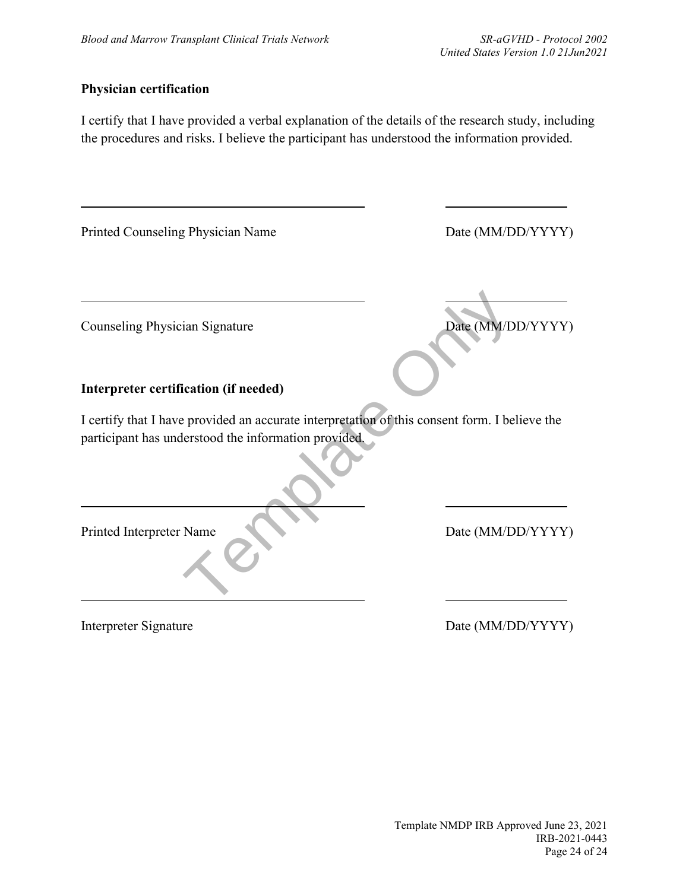**Physician certification**

I certify that I have provided a verbal explanation of the details of the research study, including the procedures and risks. I believe the participant has understood the information provided.

\_\_\_\_\_\_\_\_\_\_\_\_\_\_\_\_\_\_\_\_\_\_\_\_\_\_\_\_\_\_\_\_\_\_\_\_\_\_\_\_ \_\_\_\_\_\_\_\_\_\_\_\_\_\_\_\_\_\_

Printed Counseling Physician Name Date (MM/DD/YYYY)

\_\_\_\_\_\_\_\_\_\_\_\_\_\_\_\_\_\_\_\_\_\_\_\_\_\_\_\_\_\_\_\_\_\_\_\_\_\_\_\_ \_\_\_\_\_\_\_\_\_\_\_\_\_\_\_\_\_\_

Counseling Physician Signature Date (MM/DD/YYYY)

**Interpreter certification (if needed)**

I certify that I have provided an accurate interpretation of this consent form. I believe the participant has understood the information provided.

\_\_\_\_\_\_\_\_\_\_\_\_\_\_\_\_\_\_\_\_\_\_\_\_\_\_\_\_\_\_\_\_\_\_\_\_\_\_\_\_ \_\_\_\_\_\_\_\_\_\_\_\_\_\_\_\_\_\_

Printed Interpreter Name Date (MM/DD/YYYY)

\_\_\_\_\_\_\_\_\_\_\_\_\_\_\_\_\_\_\_\_\_\_\_\_\_\_\_\_\_\_\_\_\_\_\_\_\_\_\_\_ \_\_\_\_\_\_\_\_\_\_\_\_\_\_\_\_\_\_

Interpreter Signature Date (MM/DD/YYYY)

Template Only

Template NMDP IRB Approved June 23, 2021
IRB-2021-0443